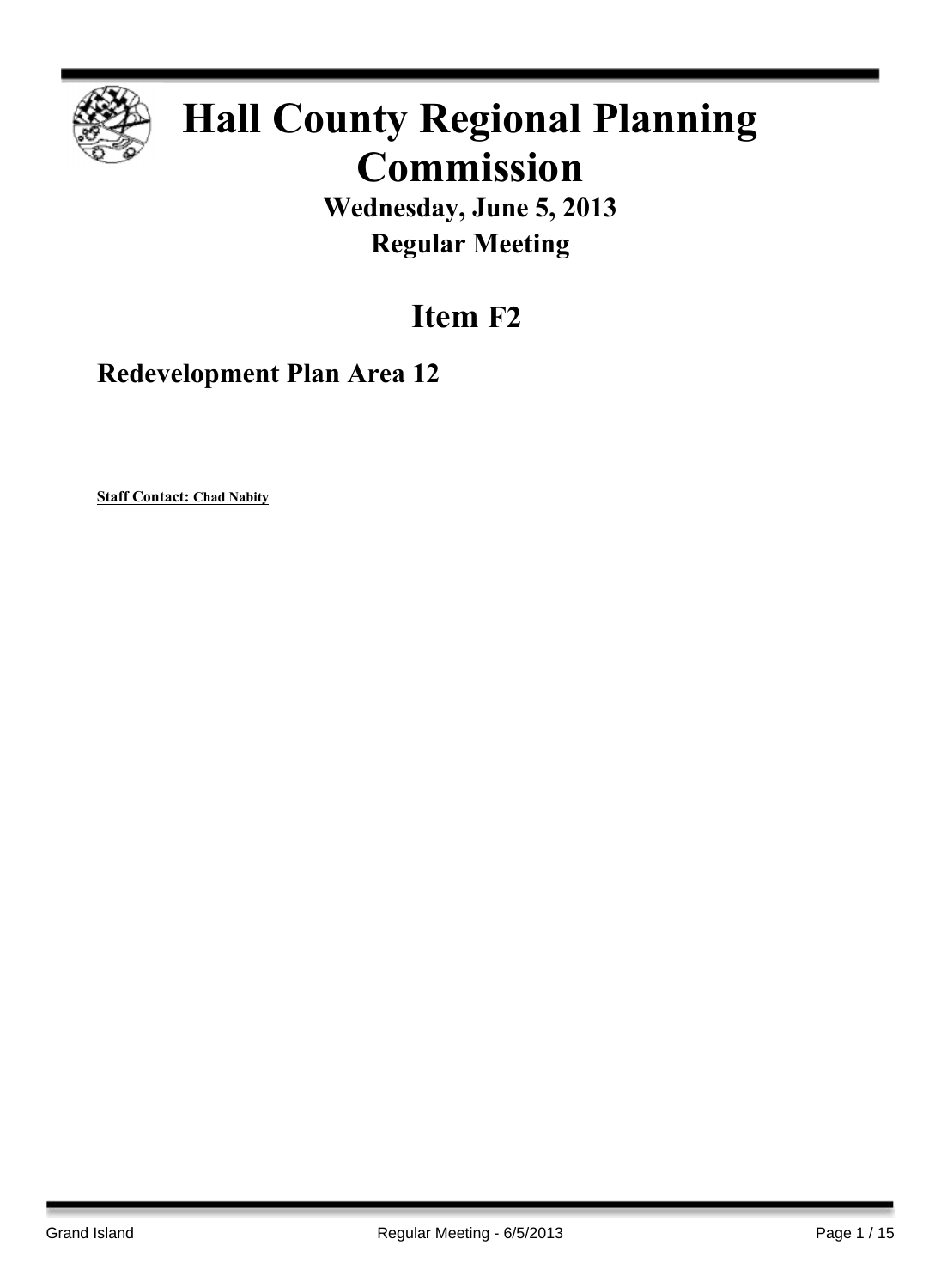# Hall County Regional Planning Commission

## Wednesday, June 5, 2013

## Regular Meeting

# Item F2

## Redevelopment Plan Area 12

**Staff Contact: Chad Nabity**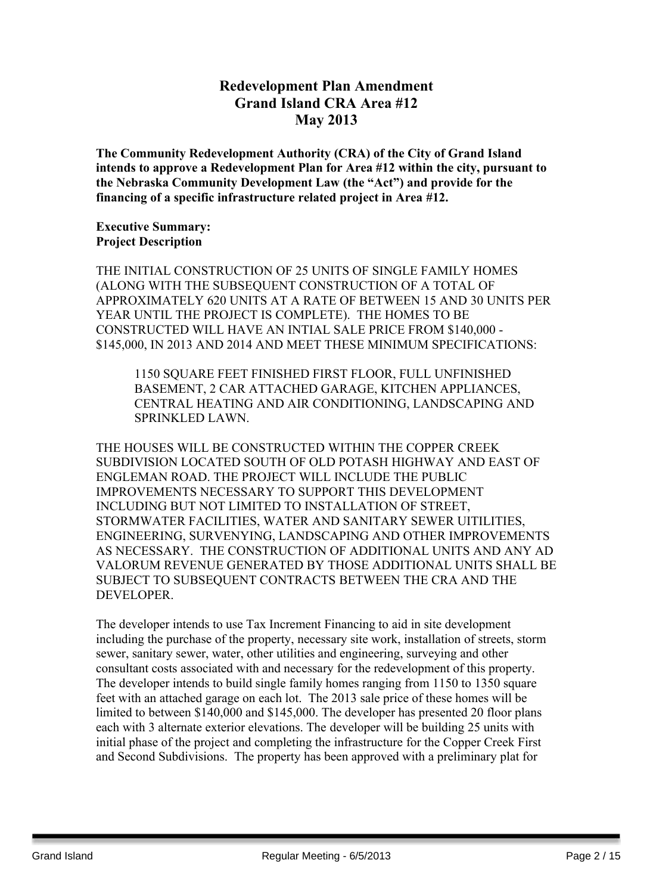# Redevelopment Plan Amendment
# Grand Island CRA Area #12
# May 2013

**The Community Redevelopment Authority (CRA) of the City of Grand Island intends to approve a Redevelopment Plan for Area #12 within the city, pursuant to the Nebraska Community Development Law (the "Act") and provide for the financing of a specific infrastructure related project in Area #12.**

**Executive Summary:**
**Project Description**

THE INITIAL CONSTRUCTION OF 25 UNITS OF SINGLE FAMILY HOMES (ALONG WITH THE SUBSEQUENT CONSTRUCTION OF A TOTAL OF APPROXIMATELY 620 UNITS AT A RATE OF BETWEEN 15 AND 30 UNITS PER YEAR UNTIL THE PROJECT IS COMPLETE). THE HOMES TO BE CONSTRUCTED WILL HAVE AN INTIAL SALE PRICE FROM $140,000 - $145,000, IN 2013 AND 2014 AND MEET THESE MINIMUM SPECIFICATIONS:

> 1150 SQUARE FEET FINISHED FIRST FLOOR, FULL UNFINISHED BASEMENT, 2 CAR ATTACHED GARAGE, KITCHEN APPLIANCES, CENTRAL HEATING AND AIR CONDITIONING, LANDSCAPING AND SPRINKLED LAWN.

THE HOUSES WILL BE CONSTRUCTED WITHIN THE COPPER CREEK SUBDIVISION LOCATED SOUTH OF OLD POTASH HIGHWAY AND EAST OF ENGLEMAN ROAD. THE PROJECT WILL INCLUDE THE PUBLIC IMPROVEMENTS NECESSARY TO SUPPORT THIS DEVELOPMENT INCLUDING BUT NOT LIMITED TO INSTALLATION OF STREET, STORMWATER FACILITIES, WATER AND SANITARY SEWER UITILITIES, ENGINEERING, SURVENYING, LANDSCAPING AND OTHER IMPROVEMENTS AS NECESSARY. THE CONSTRUCTION OF ADDITIONAL UNITS AND ANY AD VALORUM REVENUE GENERATED BY THOSE ADDITIONAL UNITS SHALL BE SUBJECT TO SUBSEQUENT CONTRACTS BETWEEN THE CRA AND THE DEVELOPER.

The developer intends to use Tax Increment Financing to aid in site development including the purchase of the property, necessary site work, installation of streets, storm sewer, sanitary sewer, water, other utilities and engineering, surveying and other consultant costs associated with and necessary for the redevelopment of this property. The developer intends to build single family homes ranging from 1150 to 1350 square feet with an attached garage on each lot. The 2013 sale price of these homes will be limited to between $140,000 and $145,000. The developer has presented 20 floor plans each with 3 alternate exterior elevations. The developer will be building 25 units with initial phase of the project and completing the infrastructure for the Copper Creek First and Second Subdivisions. The property has been approved with a preliminary plat for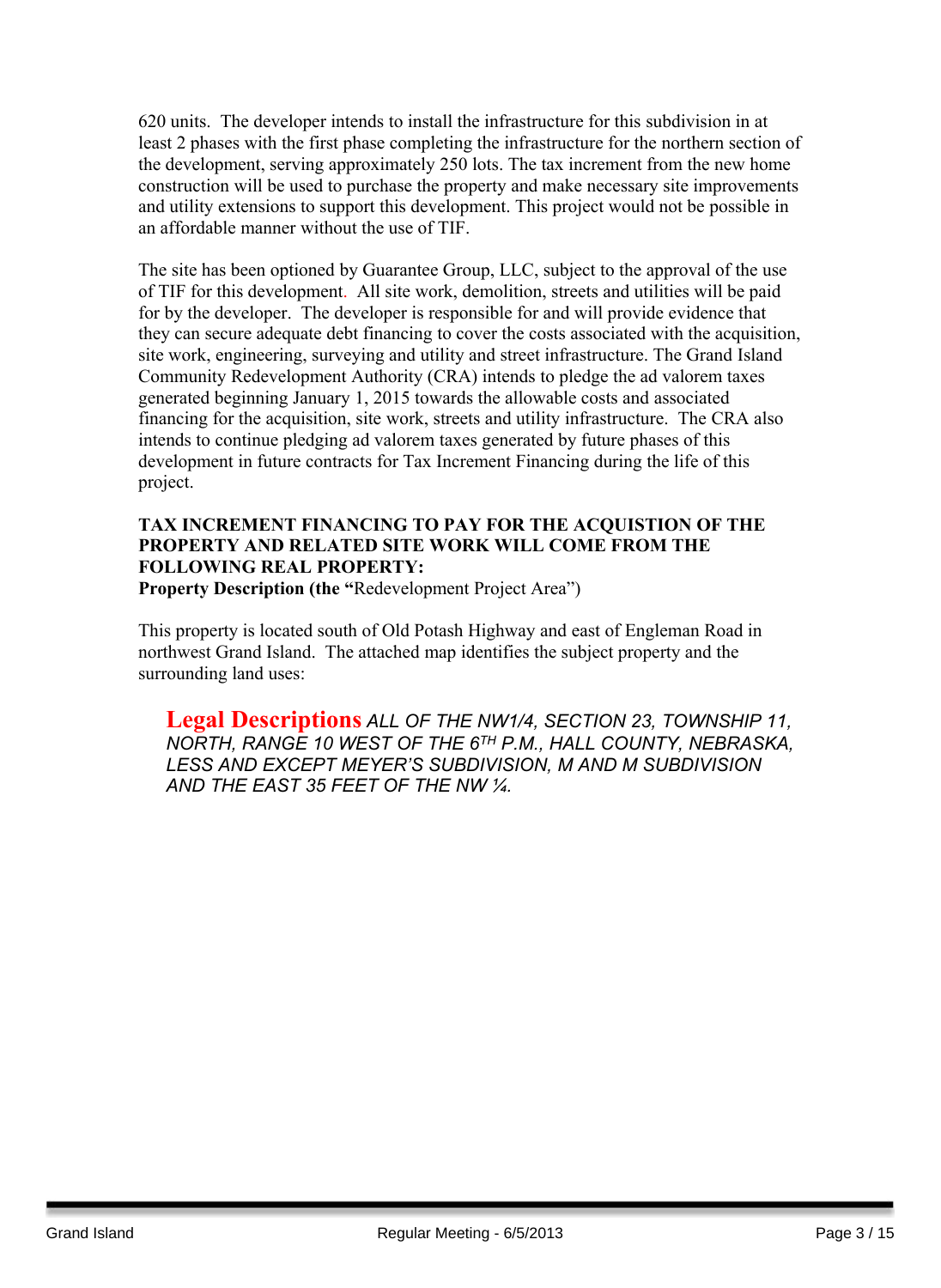620 units. The developer intends to install the infrastructure for this subdivision in at least 2 phases with the first phase completing the infrastructure for the northern section of the development, serving approximately 250 lots. The tax increment from the new home construction will be used to purchase the property and make necessary site improvements and utility extensions to support this development. This project would not be possible in an affordable manner without the use of TIF.

The site has been optioned by Guarantee Group, LLC, subject to the approval of the use of TIF for this development. All site work, demolition, streets and utilities will be paid for by the developer. The developer is responsible for and will provide evidence that they can secure adequate debt financing to cover the costs associated with the acquisition, site work, engineering, surveying and utility and street infrastructure. The Grand Island Community Redevelopment Authority (CRA) intends to pledge the ad valorem taxes generated beginning January 1, 2015 towards the allowable costs and associated financing for the acquisition, site work, streets and utility infrastructure. The CRA also intends to continue pledging ad valorem taxes generated by future phases of this development in future contracts for Tax Increment Financing during the life of this project.

**TAX INCREMENT FINANCING TO PAY FOR THE ACQUISTION OF THE PROPERTY AND RELATED SITE WORK WILL COME FROM THE FOLLOWING REAL PROPERTY:**
**Property Description (the "**Redevelopment Project Area")

This property is located south of Old Potash Highway and east of Engleman Road in northwest Grand Island. The attached map identifies the subject property and the surrounding land uses:

**Legal Descriptions** *ALL OF THE NW1/4, SECTION 23, TOWNSHIP 11, NORTH, RANGE 10 WEST OF THE 6TH P.M., HALL COUNTY, NEBRASKA, LESS AND EXCEPT MEYER'S SUBDIVISION, M AND M SUBDIVISION AND THE EAST 35 FEET OF THE NW ¼.*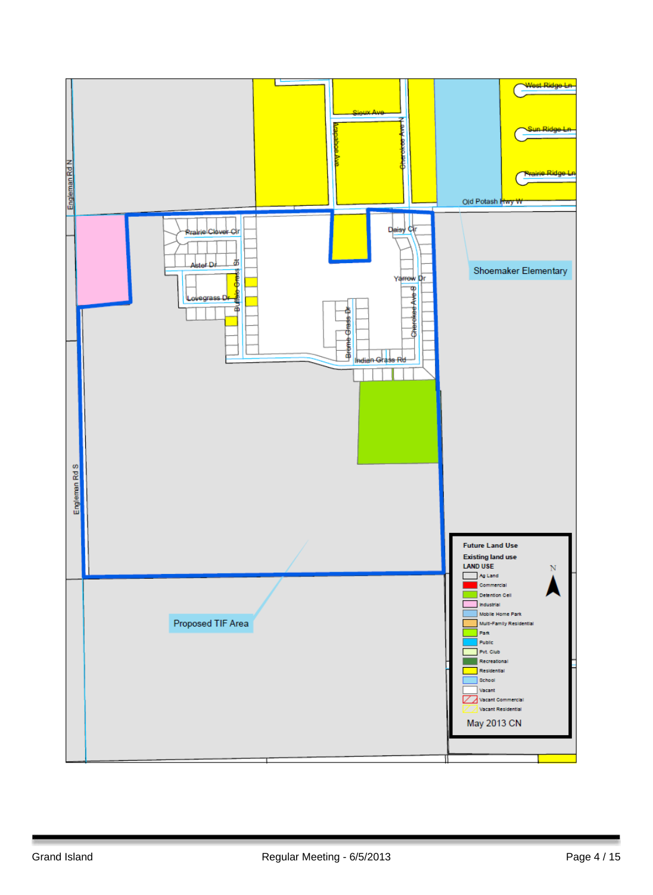Engleman Rd N

Sioux Ave

Arapahoe Ave

Cherokee Ave N

West Ridge Ln

Sun Ridge Ln

Prairie Ridge Ln

Old Potash Hwy W

Prairie Clover Cir

Aster Dr

Lovegrass Dr

Buffalo Grass St

Daisy Cir

Yarrow Dr

Brome Grass Dr

Cherokee Ave S

Indian Grass Rd

Shoemaker Elementary

Engleman Rd S

Proposed TIF Area

**Future Land Use**

**Existing land use**

**LAND USE**

- Ag Land
- Commercial
- Detention Cell
- Industrial
- Mobile Home Park
- Multi-Family Residential
- Park
- Public
- Pvt. Club
- Recreational
- Residential
- School
- Vacant
- Vacant Commercial
- Vacant Residential

N

May 2013 CN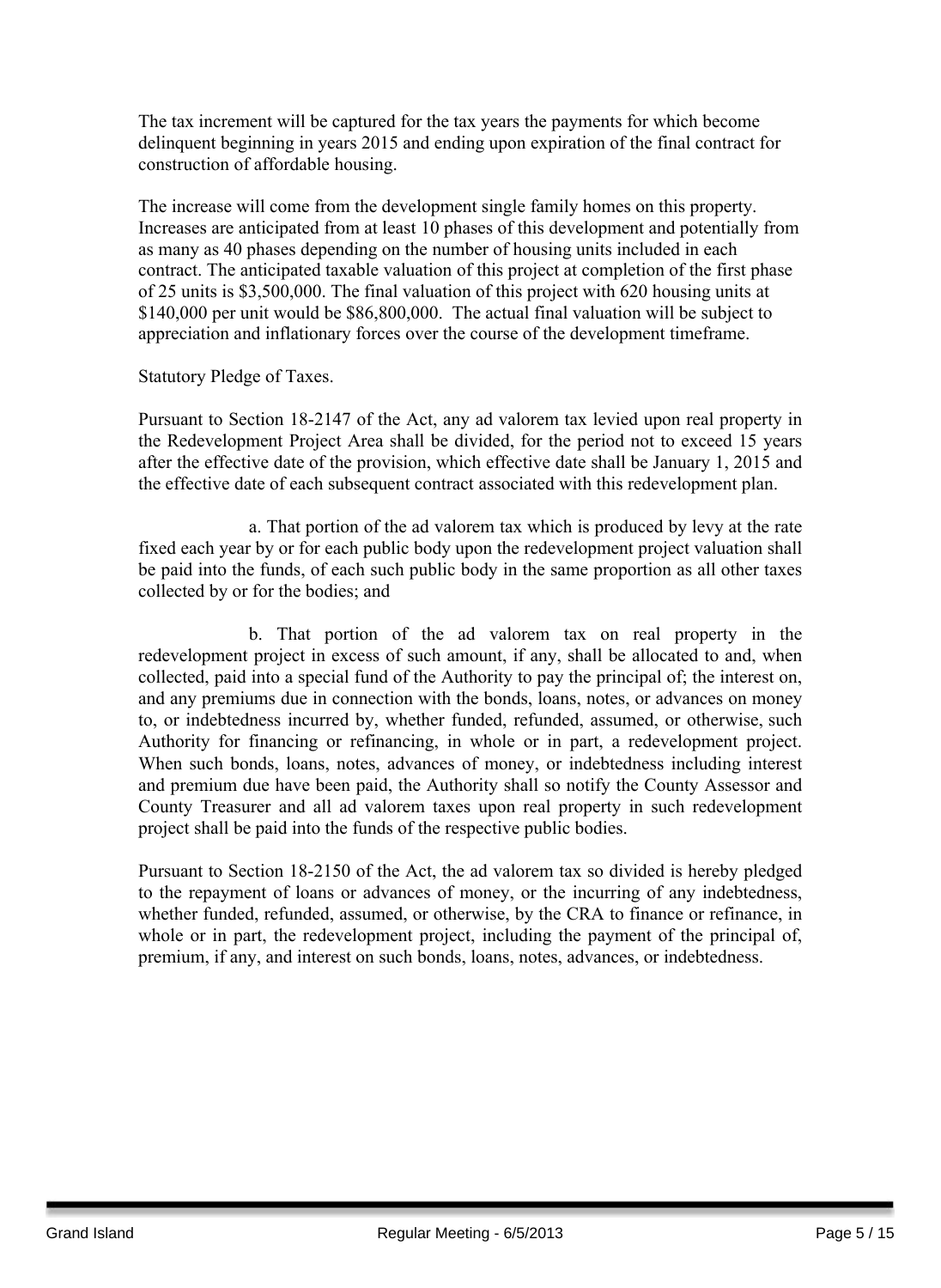The tax increment will be captured for the tax years the payments for which become delinquent beginning in years 2015 and ending upon expiration of the final contract for construction of affordable housing.

The increase will come from the development single family homes on this property. Increases are anticipated from at least 10 phases of this development and potentially from as many as 40 phases depending on the number of housing units included in each contract. The anticipated taxable valuation of this project at completion of the first phase of 25 units is $3,500,000. The final valuation of this project with 620 housing units at $140,000 per unit would be $86,800,000. The actual final valuation will be subject to appreciation and inflationary forces over the course of the development timeframe.

Statutory Pledge of Taxes.

Pursuant to Section 18-2147 of the Act, any ad valorem tax levied upon real property in the Redevelopment Project Area shall be divided, for the period not to exceed 15 years after the effective date of the provision, which effective date shall be January 1, 2015 and the effective date of each subsequent contract associated with this redevelopment plan.

a. That portion of the ad valorem tax which is produced by levy at the rate fixed each year by or for each public body upon the redevelopment project valuation shall be paid into the funds, of each such public body in the same proportion as all other taxes collected by or for the bodies; and

b. That portion of the ad valorem tax on real property in the redevelopment project in excess of such amount, if any, shall be allocated to and, when collected, paid into a special fund of the Authority to pay the principal of; the interest on, and any premiums due in connection with the bonds, loans, notes, or advances on money to, or indebtedness incurred by, whether funded, refunded, assumed, or otherwise, such Authority for financing or refinancing, in whole or in part, a redevelopment project. When such bonds, loans, notes, advances of money, or indebtedness including interest and premium due have been paid, the Authority shall so notify the County Assessor and County Treasurer and all ad valorem taxes upon real property in such redevelopment project shall be paid into the funds of the respective public bodies.

Pursuant to Section 18-2150 of the Act, the ad valorem tax so divided is hereby pledged to the repayment of loans or advances of money, or the incurring of any indebtedness, whether funded, refunded, assumed, or otherwise, by the CRA to finance or refinance, in whole or in part, the redevelopment project, including the payment of the principal of, premium, if any, and interest on such bonds, loans, notes, advances, or indebtedness.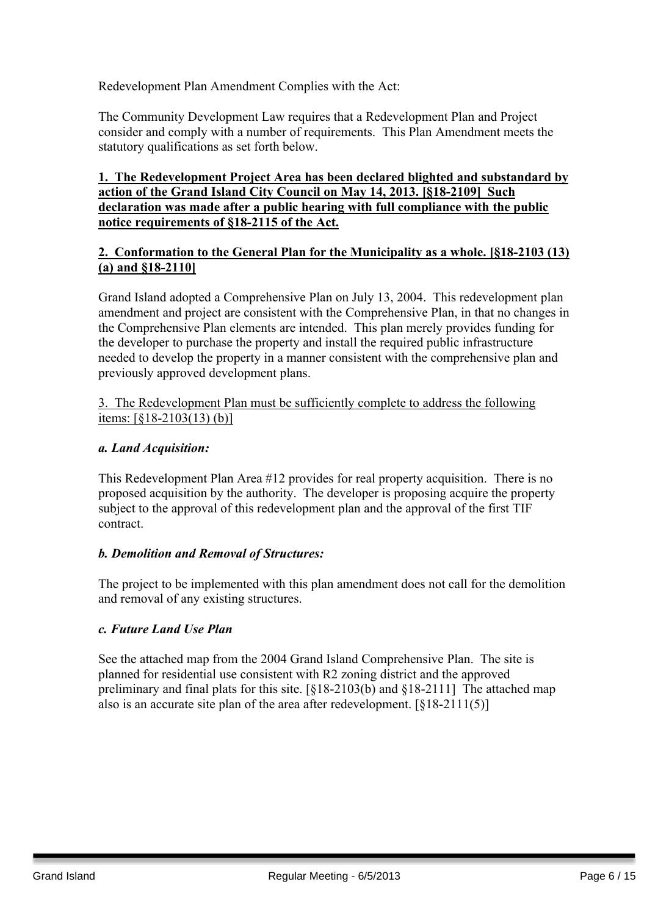Redevelopment Plan Amendment Complies with the Act:

The Community Development Law requires that a Redevelopment Plan and Project consider and comply with a number of requirements. This Plan Amendment meets the statutory qualifications as set forth below.

**1. The Redevelopment Project Area has been declared blighted and substandard by action of the Grand Island City Council on May 14, 2013. [§18-2109] Such declaration was made after a public hearing with full compliance with the public notice requirements of §18-2115 of the Act.**

**2. Conformation to the General Plan for the Municipality as a whole. [§18-2103 (13) (a) and §18-2110]**

Grand Island adopted a Comprehensive Plan on July 13, 2004. This redevelopment plan amendment and project are consistent with the Comprehensive Plan, in that no changes in the Comprehensive Plan elements are intended. This plan merely provides funding for the developer to purchase the property and install the required public infrastructure needed to develop the property in a manner consistent with the comprehensive plan and previously approved development plans.

3. The Redevelopment Plan must be sufficiently complete to address the following items: [§18-2103(13) (b)]

***a. Land Acquisition:***

This Redevelopment Plan Area #12 provides for real property acquisition. There is no proposed acquisition by the authority. The developer is proposing acquire the property subject to the approval of this redevelopment plan and the approval of the first TIF contract.

***b. Demolition and Removal of Structures:***

The project to be implemented with this plan amendment does not call for the demolition and removal of any existing structures.

***c. Future Land Use Plan***

See the attached map from the 2004 Grand Island Comprehensive Plan. The site is planned for residential use consistent with R2 zoning district and the approved preliminary and final plats for this site. [§18-2103(b) and §18-2111] The attached map also is an accurate site plan of the area after redevelopment. [§18-2111(5)]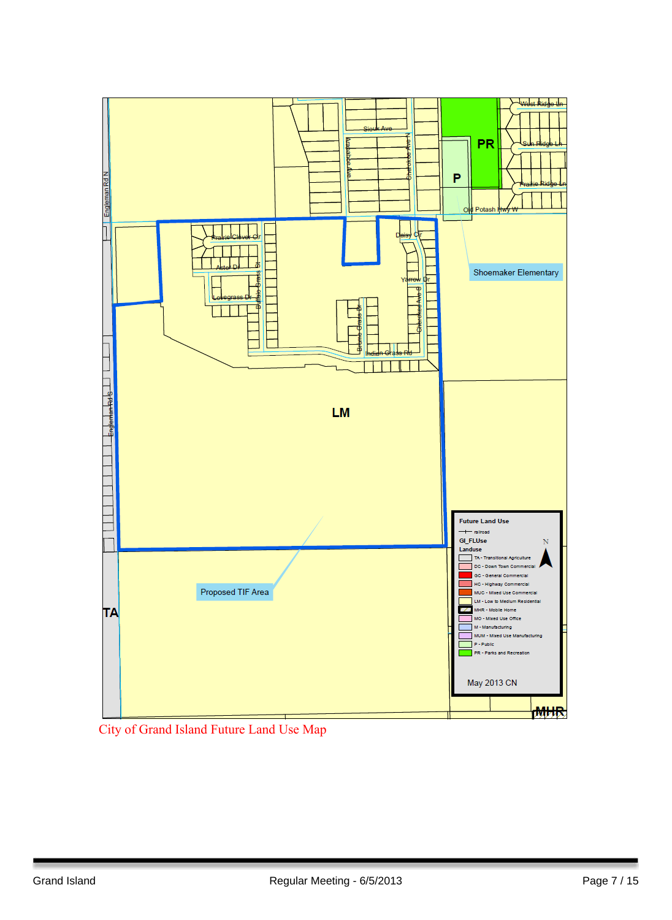Future Land Use

railroad

GI_FLUse

Landuse

- TA - Transitional Agriculture
- DC - Down Town Commercial
- GC - General Commercial
- HC - Highway Commercial
- MUC - Mixed Use Commercial
- LM - Low to Medium Residential
- MHR - Mobile Home
- MO - Mixed Use Office
- M - Manufacturing
- MUM - Mixed Use Manufacturing
- P - Public
- PR - Parks and Recreation

May 2013 CN

City of Grand Island Future Land Use Map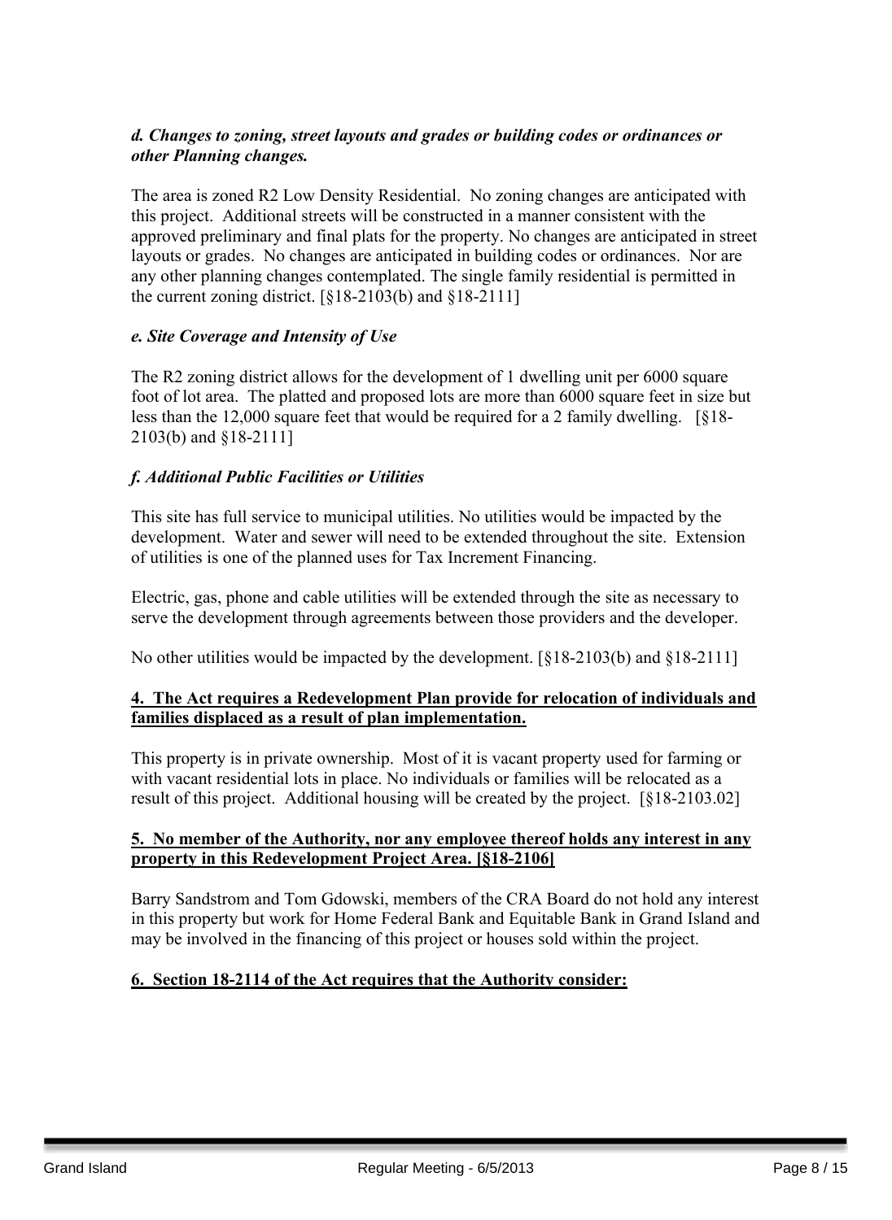***d. Changes to zoning, street layouts and grades or building codes or ordinances or other Planning changes.***

The area is zoned R2 Low Density Residential. No zoning changes are anticipated with this project. Additional streets will be constructed in a manner consistent with the approved preliminary and final plats for the property. No changes are anticipated in street layouts or grades. No changes are anticipated in building codes or ordinances. Nor are any other planning changes contemplated. The single family residential is permitted in the current zoning district. [§18-2103(b) and §18-2111]

***e. Site Coverage and Intensity of Use***

The R2 zoning district allows for the development of 1 dwelling unit per 6000 square foot of lot area. The platted and proposed lots are more than 6000 square feet in size but less than the 12,000 square feet that would be required for a 2 family dwelling. [§18-2103(b) and §18-2111]

***f. Additional Public Facilities or Utilities***

This site has full service to municipal utilities. No utilities would be impacted by the development. Water and sewer will need to be extended throughout the site. Extension of utilities is one of the planned uses for Tax Increment Financing.

Electric, gas, phone and cable utilities will be extended through the site as necessary to serve the development through agreements between those providers and the developer.

No other utilities would be impacted by the development. [§18-2103(b) and §18-2111]

**4. The Act requires a Redevelopment Plan provide for relocation of individuals and families displaced as a result of plan implementation.**

This property is in private ownership. Most of it is vacant property used for farming or with vacant residential lots in place. No individuals or families will be relocated as a result of this project. Additional housing will be created by the project. [§18-2103.02]

**5. No member of the Authority, nor any employee thereof holds any interest in any property in this Redevelopment Project Area. [§18-2106]**

Barry Sandstrom and Tom Gdowski, members of the CRA Board do not hold any interest in this property but work for Home Federal Bank and Equitable Bank in Grand Island and may be involved in the financing of this project or houses sold within the project.

**6. Section 18-2114 of the Act requires that the Authority consider:**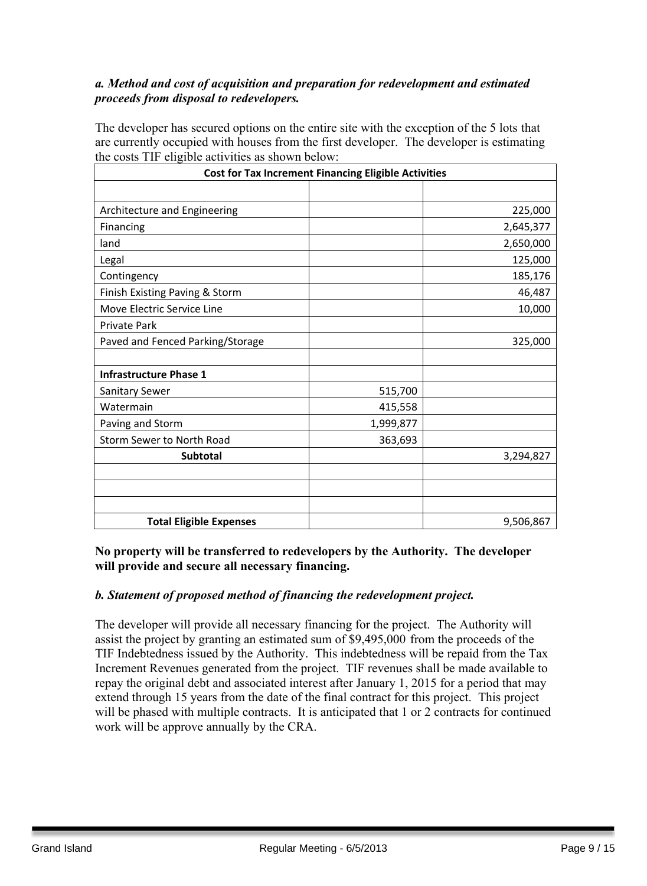***a. Method and cost of acquisition and preparation for redevelopment and estimated proceeds from disposal to redevelopers.***

The developer has secured options on the entire site with the exception of the 5 lots that are currently occupied with houses from the first developer. The developer is estimating the costs TIF eligible activities as shown below:

| Cost for Tax Increment Financing Eligible Activities | | |
|---|---|---|
| | | |
| Architecture and Engineering | | 225,000 |
| Financing | | 2,645,377 |
| land | | 2,650,000 |
| Legal | | 125,000 |
| Contingency | | 185,176 |
| Finish Existing Paving & Storm | | 46,487 |
| Move Electric Service Line | | 10,000 |
| Private Park | | |
| Paved and Fenced Parking/Storage | | 325,000 |
| | | |
| **Infrastructure Phase 1** | | |
| Sanitary Sewer | 515,700 | |
| Watermain | 415,558 | |
| Paving and Storm | 1,999,877 | |
| Storm Sewer to North Road | 363,693 | |
| **Subtotal** | | 3,294,827 |
| | | |
| | | |
| | | |
| **Total Eligible Expenses** | | 9,506,867 |

**No property will be transferred to redevelopers by the Authority. The developer will provide and secure all necessary financing.**

***b. Statement of proposed method of financing the redevelopment project.***

The developer will provide all necessary financing for the project. The Authority will assist the project by granting an estimated sum of $9,495,000 from the proceeds of the TIF Indebtedness issued by the Authority. This indebtedness will be repaid from the Tax Increment Revenues generated from the project. TIF revenues shall be made available to repay the original debt and associated interest after January 1, 2015 for a period that may extend through 15 years from the date of the final contract for this project. This project will be phased with multiple contracts. It is anticipated that 1 or 2 contracts for continued work will be approve annually by the CRA.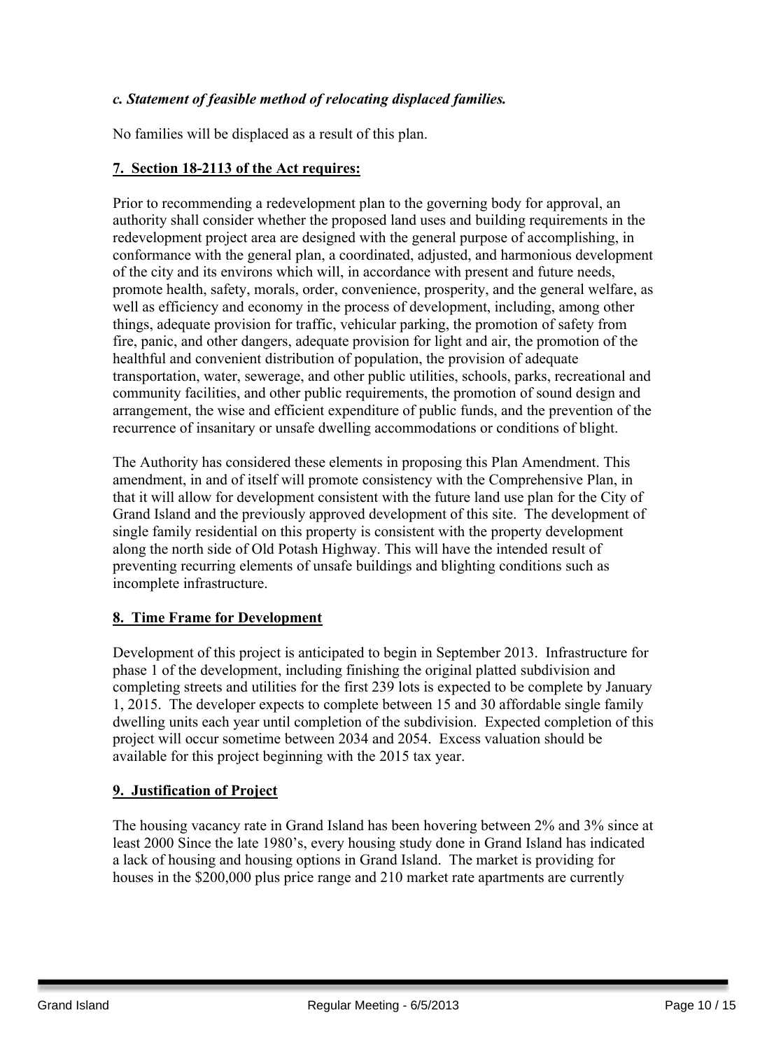***c. Statement of feasible method of relocating displaced families.***

No families will be displaced as a result of this plan.

**7. Section 18-2113 of the Act requires:**

Prior to recommending a redevelopment plan to the governing body for approval, an authority shall consider whether the proposed land uses and building requirements in the redevelopment project area are designed with the general purpose of accomplishing, in conformance with the general plan, a coordinated, adjusted, and harmonious development of the city and its environs which will, in accordance with present and future needs, promote health, safety, morals, order, convenience, prosperity, and the general welfare, as well as efficiency and economy in the process of development, including, among other things, adequate provision for traffic, vehicular parking, the promotion of safety from fire, panic, and other dangers, adequate provision for light and air, the promotion of the healthful and convenient distribution of population, the provision of adequate transportation, water, sewerage, and other public utilities, schools, parks, recreational and community facilities, and other public requirements, the promotion of sound design and arrangement, the wise and efficient expenditure of public funds, and the prevention of the recurrence of insanitary or unsafe dwelling accommodations or conditions of blight.

The Authority has considered these elements in proposing this Plan Amendment. This amendment, in and of itself will promote consistency with the Comprehensive Plan, in that it will allow for development consistent with the future land use plan for the City of Grand Island and the previously approved development of this site. The development of single family residential on this property is consistent with the property development along the north side of Old Potash Highway. This will have the intended result of preventing recurring elements of unsafe buildings and blighting conditions such as incomplete infrastructure.

**8. Time Frame for Development**

Development of this project is anticipated to begin in September 2013. Infrastructure for phase 1 of the development, including finishing the original platted subdivision and completing streets and utilities for the first 239 lots is expected to be complete by January 1, 2015. The developer expects to complete between 15 and 30 affordable single family dwelling units each year until completion of the subdivision. Expected completion of this project will occur sometime between 2034 and 2054. Excess valuation should be available for this project beginning with the 2015 tax year.

**9. Justification of Project**

The housing vacancy rate in Grand Island has been hovering between 2% and 3% since at least 2000 Since the late 1980's, every housing study done in Grand Island has indicated a lack of housing and housing options in Grand Island. The market is providing for houses in the $200,000 plus price range and 210 market rate apartments are currently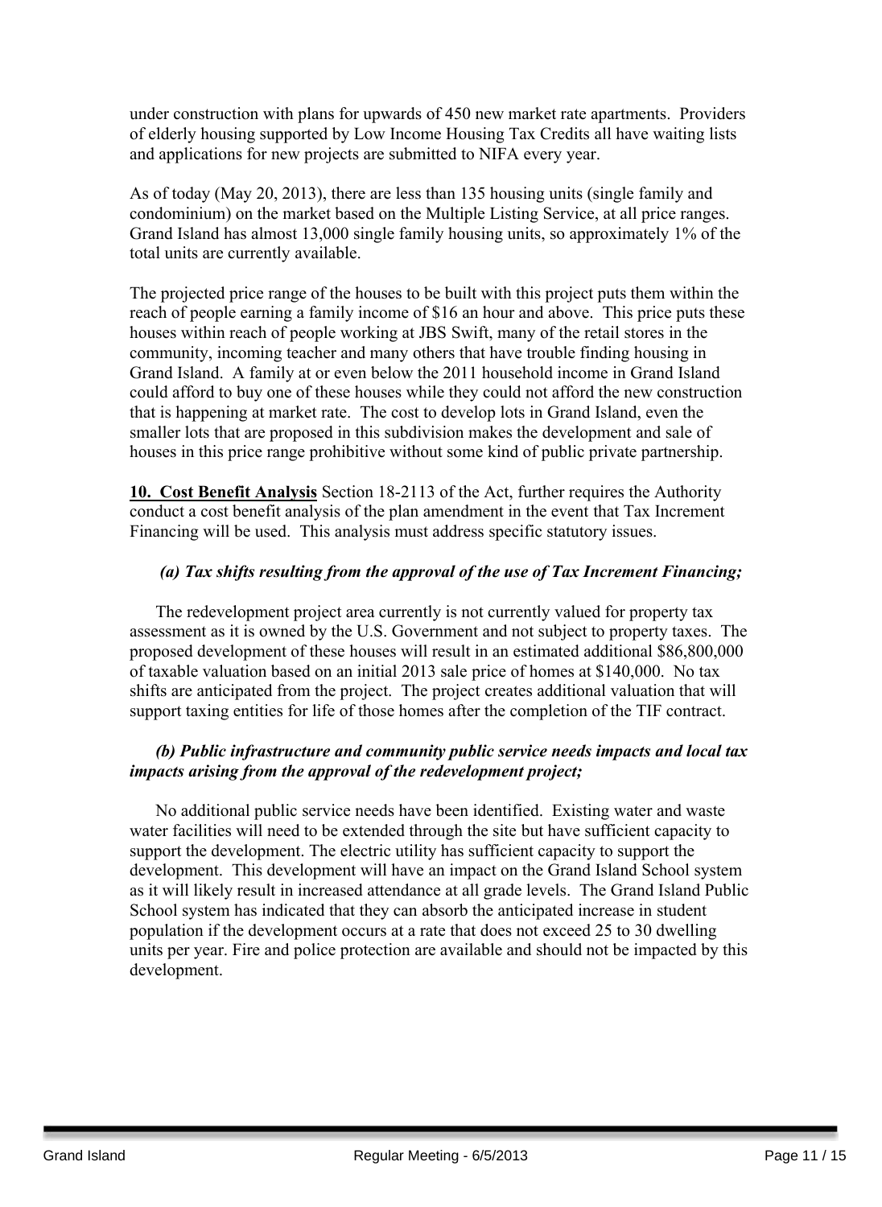under construction with plans for upwards of 450 new market rate apartments. Providers of elderly housing supported by Low Income Housing Tax Credits all have waiting lists and applications for new projects are submitted to NIFA every year.

As of today (May 20, 2013), there are less than 135 housing units (single family and condominium) on the market based on the Multiple Listing Service, at all price ranges. Grand Island has almost 13,000 single family housing units, so approximately 1% of the total units are currently available.

The projected price range of the houses to be built with this project puts them within the reach of people earning a family income of $16 an hour and above. This price puts these houses within reach of people working at JBS Swift, many of the retail stores in the community, incoming teacher and many others that have trouble finding housing in Grand Island. A family at or even below the 2011 household income in Grand Island could afford to buy one of these houses while they could not afford the new construction that is happening at market rate. The cost to develop lots in Grand Island, even the smaller lots that are proposed in this subdivision makes the development and sale of houses in this price range prohibitive without some kind of public private partnership.

**10. Cost Benefit Analysis** Section 18-2113 of the Act, further requires the Authority conduct a cost benefit analysis of the plan amendment in the event that Tax Increment Financing will be used. This analysis must address specific statutory issues.

***(a) Tax shifts resulting from the approval of the use of Tax Increment Financing;***

The redevelopment project area currently is not currently valued for property tax assessment as it is owned by the U.S. Government and not subject to property taxes. The proposed development of these houses will result in an estimated additional $86,800,000 of taxable valuation based on an initial 2013 sale price of homes at $140,000. No tax shifts are anticipated from the project. The project creates additional valuation that will support taxing entities for life of those homes after the completion of the TIF contract.

***(b) Public infrastructure and community public service needs impacts and local tax impacts arising from the approval of the redevelopment project;***

No additional public service needs have been identified. Existing water and waste water facilities will need to be extended through the site but have sufficient capacity to support the development. The electric utility has sufficient capacity to support the development. This development will have an impact on the Grand Island School system as it will likely result in increased attendance at all grade levels. The Grand Island Public School system has indicated that they can absorb the anticipated increase in student population if the development occurs at a rate that does not exceed 25 to 30 dwelling units per year. Fire and police protection are available and should not be impacted by this development.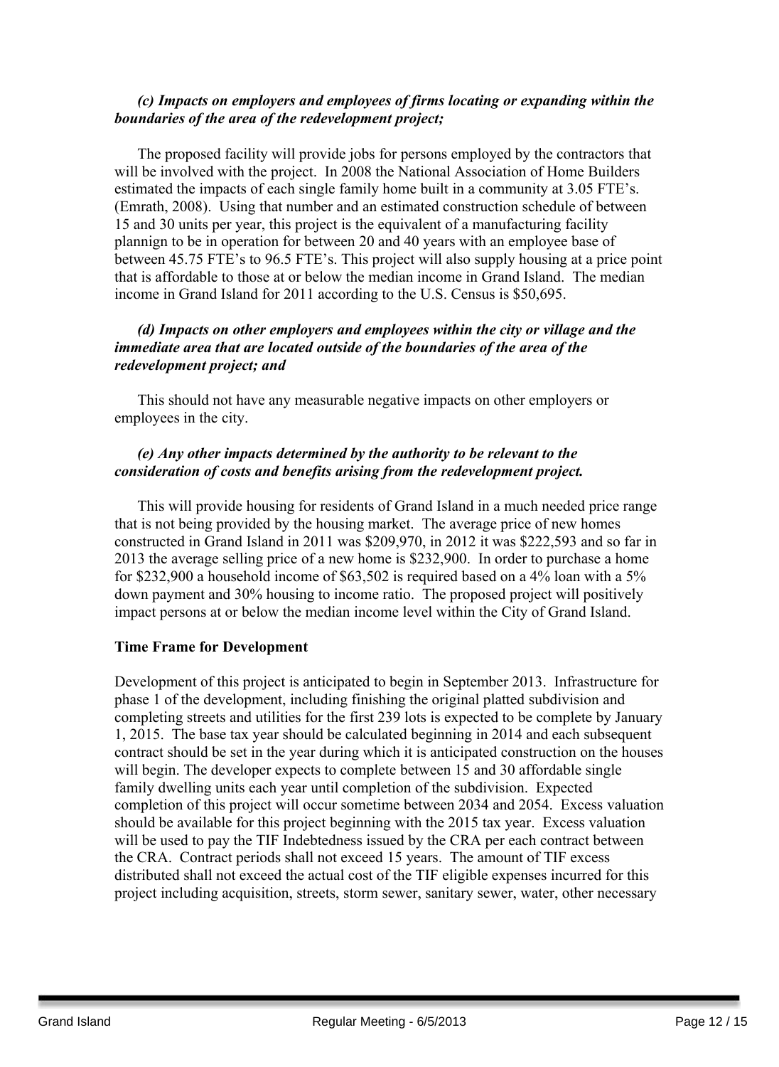***(c) Impacts on employers and employees of firms locating or expanding within the boundaries of the area of the redevelopment project;***

The proposed facility will provide jobs for persons employed by the contractors that will be involved with the project. In 2008 the National Association of Home Builders estimated the impacts of each single family home built in a community at 3.05 FTE's. (Emrath, 2008). Using that number and an estimated construction schedule of between 15 and 30 units per year, this project is the equivalent of a manufacturing facility plannign to be in operation for between 20 and 40 years with an employee base of between 45.75 FTE's to 96.5 FTE's. This project will also supply housing at a price point that is affordable to those at or below the median income in Grand Island. The median income in Grand Island for 2011 according to the U.S. Census is $50,695.

***(d) Impacts on other employers and employees within the city or village and the immediate area that are located outside of the boundaries of the area of the redevelopment project; and***

This should not have any measurable negative impacts on other employers or employees in the city.

***(e) Any other impacts determined by the authority to be relevant to the consideration of costs and benefits arising from the redevelopment project.***

This will provide housing for residents of Grand Island in a much needed price range that is not being provided by the housing market. The average price of new homes constructed in Grand Island in 2011 was $209,970, in 2012 it was $222,593 and so far in 2013 the average selling price of a new home is $232,900. In order to purchase a home for $232,900 a household income of $63,502 is required based on a 4% loan with a 5% down payment and 30% housing to income ratio. The proposed project will positively impact persons at or below the median income level within the City of Grand Island.

**Time Frame for Development**

Development of this project is anticipated to begin in September 2013. Infrastructure for phase 1 of the development, including finishing the original platted subdivision and completing streets and utilities for the first 239 lots is expected to be complete by January 1, 2015. The base tax year should be calculated beginning in 2014 and each subsequent contract should be set in the year during which it is anticipated construction on the houses will begin. The developer expects to complete between 15 and 30 affordable single family dwelling units each year until completion of the subdivision. Expected completion of this project will occur sometime between 2034 and 2054. Excess valuation should be available for this project beginning with the 2015 tax year. Excess valuation will be used to pay the TIF Indebtedness issued by the CRA per each contract between the CRA. Contract periods shall not exceed 15 years. The amount of TIF excess distributed shall not exceed the actual cost of the TIF eligible expenses incurred for this project including acquisition, streets, storm sewer, sanitary sewer, water, other necessary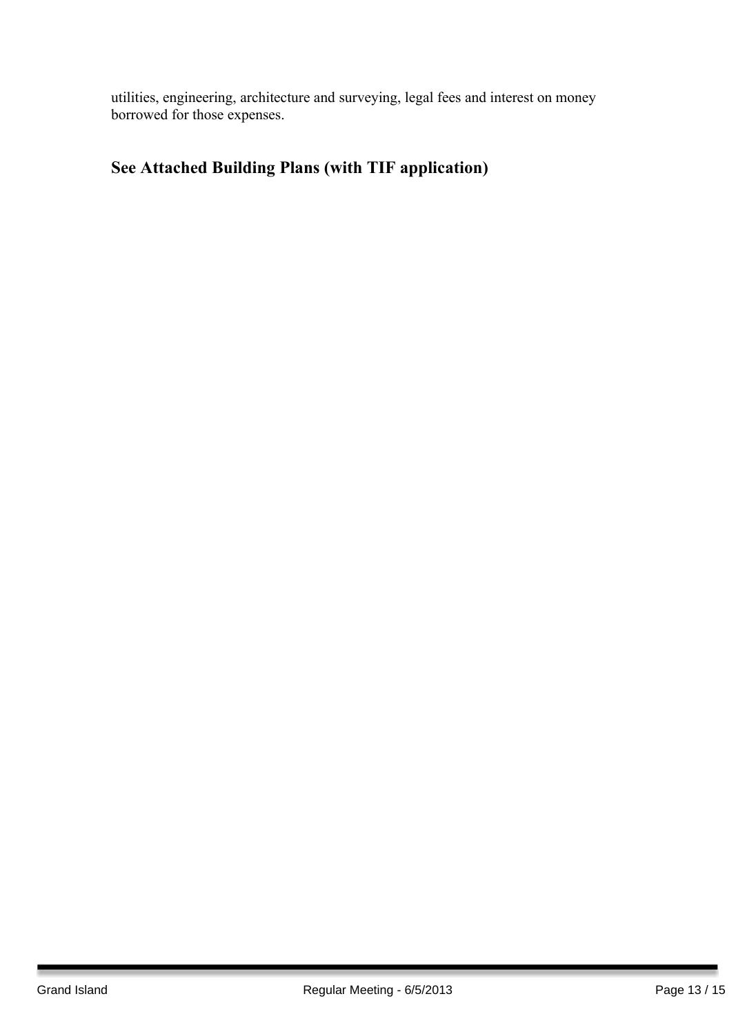utilities, engineering, architecture and surveying, legal fees and interest on money borrowed for those expenses.

**See Attached Building Plans (with TIF application)**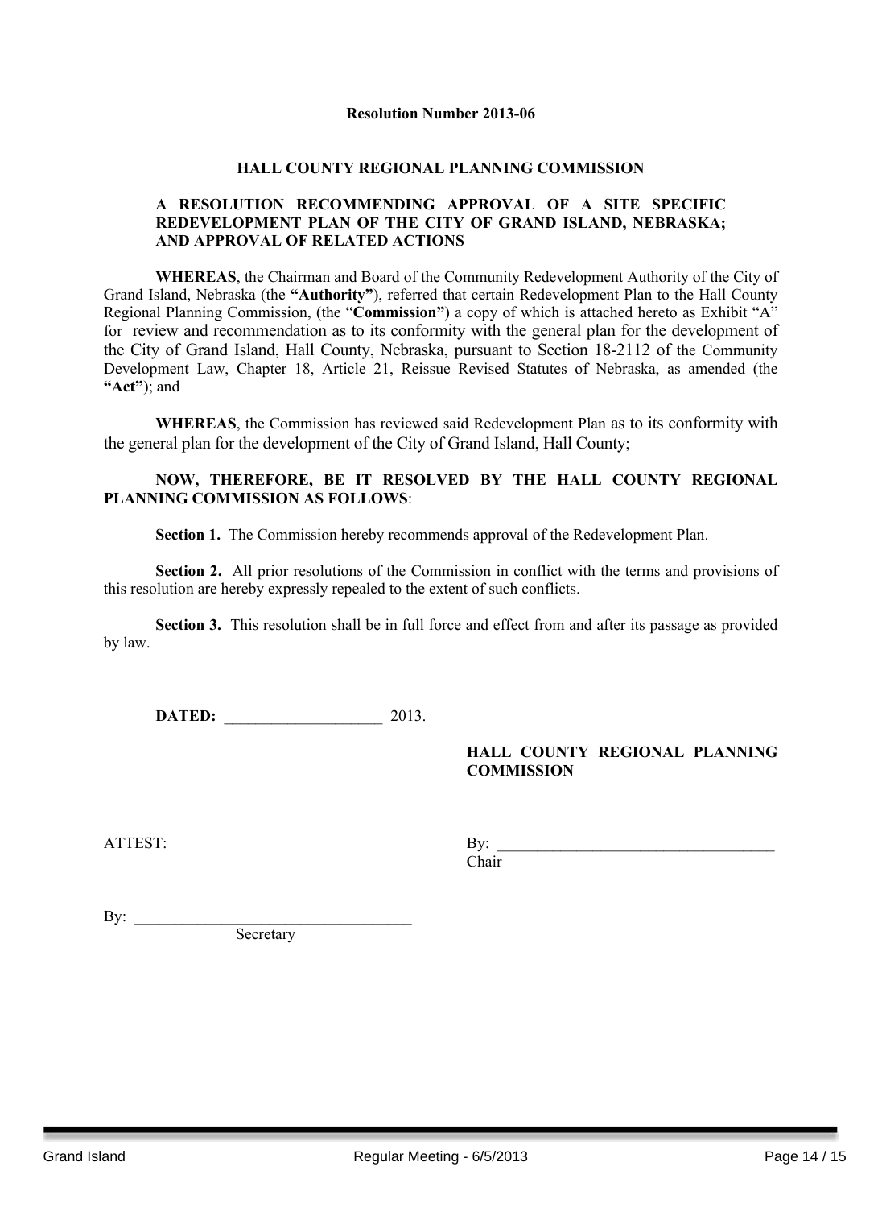**Resolution Number 2013-06**

**HALL COUNTY REGIONAL PLANNING COMMISSION**

**A RESOLUTION RECOMMENDING APPROVAL OF A SITE SPECIFIC REDEVELOPMENT PLAN OF THE CITY OF GRAND ISLAND, NEBRASKA; AND APPROVAL OF RELATED ACTIONS**

**WHEREAS**, the Chairman and Board of the Community Redevelopment Authority of the City of Grand Island, Nebraska (the **"Authority"**), referred that certain Redevelopment Plan to the Hall County Regional Planning Commission, (the "**Commission"**) a copy of which is attached hereto as Exhibit "A" for review and recommendation as to its conformity with the general plan for the development of the City of Grand Island, Hall County, Nebraska, pursuant to Section 18-2112 of the Community Development Law, Chapter 18, Article 21, Reissue Revised Statutes of Nebraska, as amended (the **"Act"**); and

**WHEREAS**, the Commission has reviewed said Redevelopment Plan as to its conformity with the general plan for the development of the City of Grand Island, Hall County;

**NOW, THEREFORE, BE IT RESOLVED BY THE HALL COUNTY REGIONAL PLANNING COMMISSION AS FOLLOWS**:

**Section 1.** The Commission hereby recommends approval of the Redevelopment Plan.

**Section 2.** All prior resolutions of the Commission in conflict with the terms and provisions of this resolution are hereby expressly repealed to the extent of such conflicts.

**Section 3.** This resolution shall be in full force and effect from and after its passage as provided by law.

**DATED:** ____________________ 2013.

**HALL COUNTY REGIONAL PLANNING COMMISSION**

ATTEST:

By: ___________________________________
Chair

By: ___________________________________
Secretary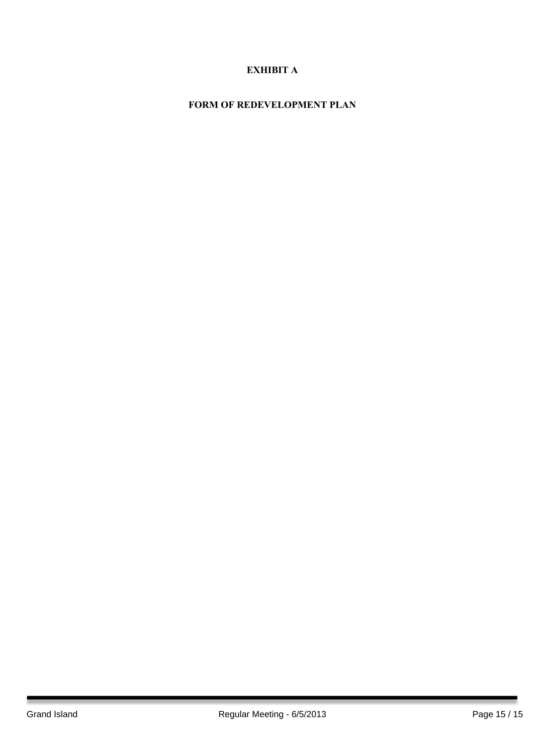**EXHIBIT A**

**FORM OF REDEVELOPMENT PLAN**